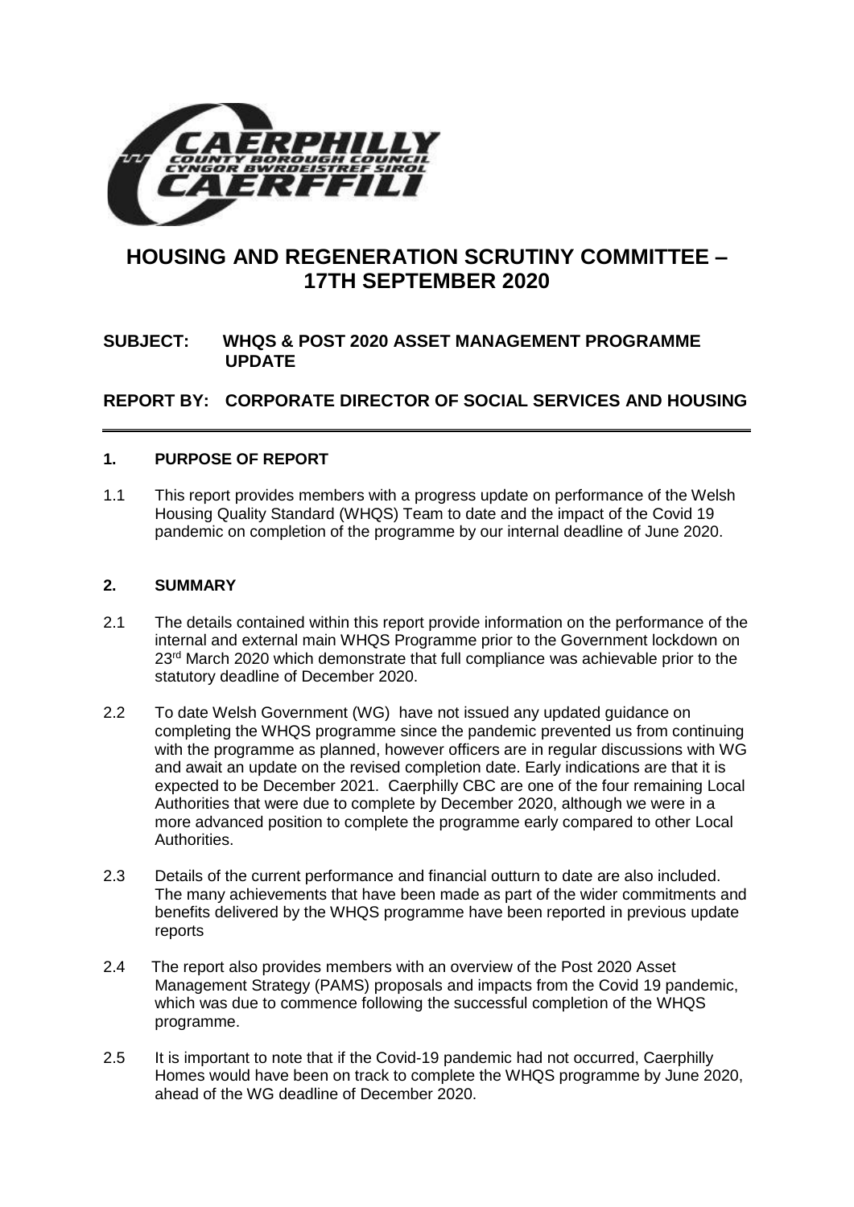# HOUSING AND REGENERATION SCRUTINY COMMITTEE – 17TH SEPTEMBER 2020

## SUBJECT: WHQS & POST 2020 ASSET MANAGEMENT PROGRAMME UPDATE

## REPORT BY: CORPORATE DIRECTOR OF SOCIAL SERVICES AND HOUSING

### 1. PURPOSE OF REPORT

1.1 This report provides members with a progress update on performance of the Welsh Housing Quality Standard (WHQS) Team to date and the impact of the Covid 19 pandemic on completion of the programme by our internal deadline of June 2020.

### 2. SUMMARY

2.1 The details contained within this report provide information on the performance of the internal and external main WHQS Programme prior to the Government lockdown on 23rd March 2020 which demonstrate that full compliance was achievable prior to the statutory deadline of December 2020.

2.2 To date Welsh Government (WG) have not issued any updated guidance on completing the WHQS programme since the pandemic prevented us from continuing with the programme as planned, however officers are in regular discussions with WG and await an update on the revised completion date. Early indications are that it is expected to be December 2021. Caerphilly CBC are one of the four remaining Local Authorities that were due to complete by December 2020, although we were in a more advanced position to complete the programme early compared to other Local Authorities.

2.3 Details of the current performance and financial outturn to date are also included. The many achievements that have been made as part of the wider commitments and benefits delivered by the WHQS programme have been reported in previous update reports

2.4 The report also provides members with an overview of the Post 2020 Asset Management Strategy (PAMS) proposals and impacts from the Covid 19 pandemic, which was due to commence following the successful completion of the WHQS programme.

2.5 It is important to note that if the Covid-19 pandemic had not occurred, Caerphilly Homes would have been on track to complete the WHQS programme by June 2020, ahead of the WG deadline of December 2020.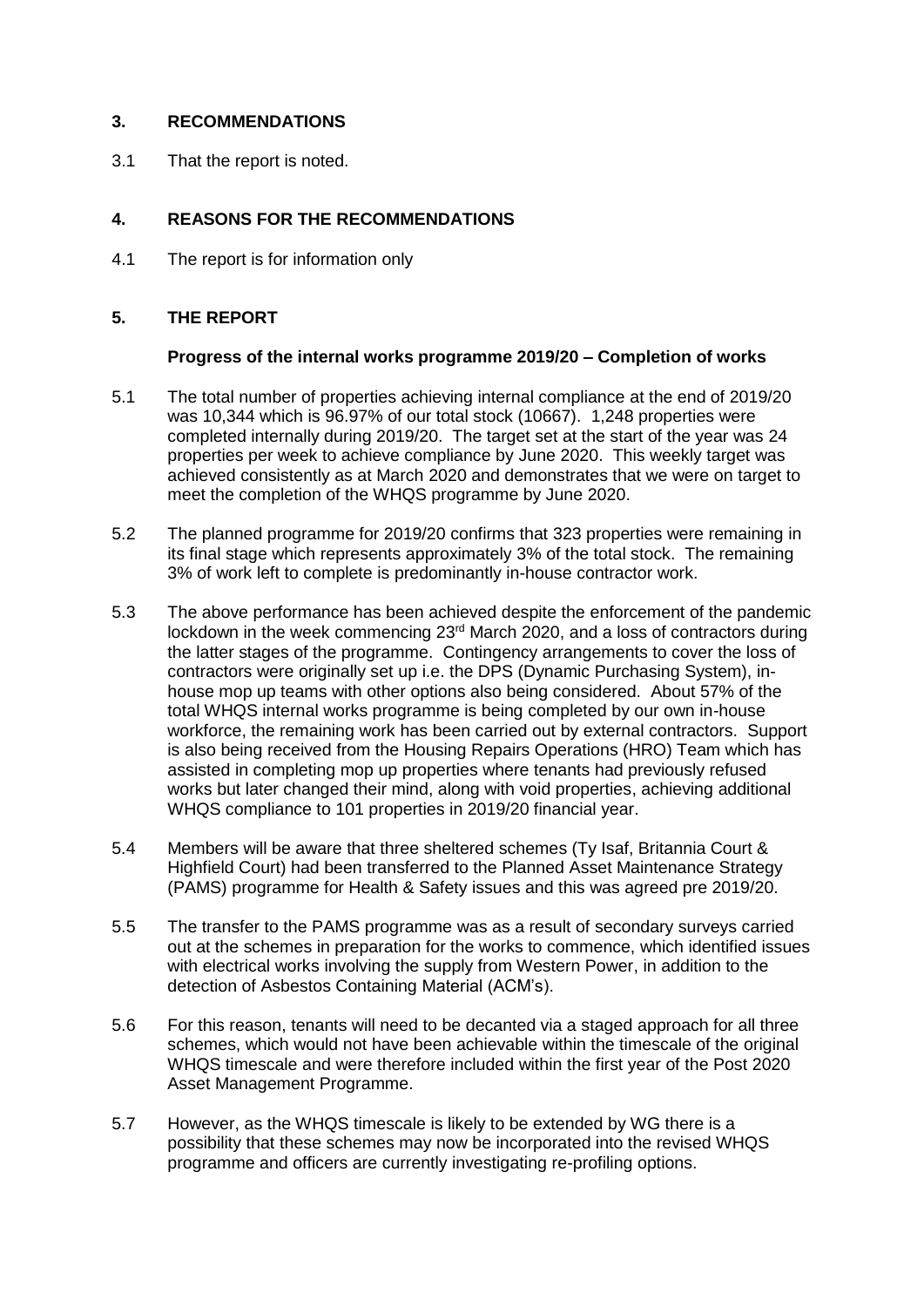## 3. RECOMMENDATIONS

3.1 That the report is noted.

## 4. REASONS FOR THE RECOMMENDATIONS

4.1 The report is for information only

## 5. THE REPORT

**Progress of the internal works programme 2019/20 – Completion of works**

5.1 The total number of properties achieving internal compliance at the end of 2019/20 was 10,344 which is 96.97% of our total stock (10667). 1,248 properties were completed internally during 2019/20. The target set at the start of the year was 24 properties per week to achieve compliance by June 2020. This weekly target was achieved consistently as at March 2020 and demonstrates that we were on target to meet the completion of the WHQS programme by June 2020.

5.2 The planned programme for 2019/20 confirms that 323 properties were remaining in its final stage which represents approximately 3% of the total stock. The remaining 3% of work left to complete is predominantly in-house contractor work.

5.3 The above performance has been achieved despite the enforcement of the pandemic lockdown in the week commencing 23rd March 2020, and a loss of contractors during the latter stages of the programme. Contingency arrangements to cover the loss of contractors were originally set up i.e. the DPS (Dynamic Purchasing System), in-house mop up teams with other options also being considered. About 57% of the total WHQS internal works programme is being completed by our own in-house workforce, the remaining work has been carried out by external contractors. Support is also being received from the Housing Repairs Operations (HRO) Team which has assisted in completing mop up properties where tenants had previously refused works but later changed their mind, along with void properties, achieving additional WHQS compliance to 101 properties in 2019/20 financial year.

5.4 Members will be aware that three sheltered schemes (Ty Isaf, Britannia Court & Highfield Court) had been transferred to the Planned Asset Maintenance Strategy (PAMS) programme for Health & Safety issues and this was agreed pre 2019/20.

5.5 The transfer to the PAMS programme was as a result of secondary surveys carried out at the schemes in preparation for the works to commence, which identified issues with electrical works involving the supply from Western Power, in addition to the detection of Asbestos Containing Material (ACM's).

5.6 For this reason, tenants will need to be decanted via a staged approach for all three schemes, which would not have been achievable within the timescale of the original WHQS timescale and were therefore included within the first year of the Post 2020 Asset Management Programme.

5.7 However, as the WHQS timescale is likely to be extended by WG there is a possibility that these schemes may now be incorporated into the revised WHQS programme and officers are currently investigating re-profiling options.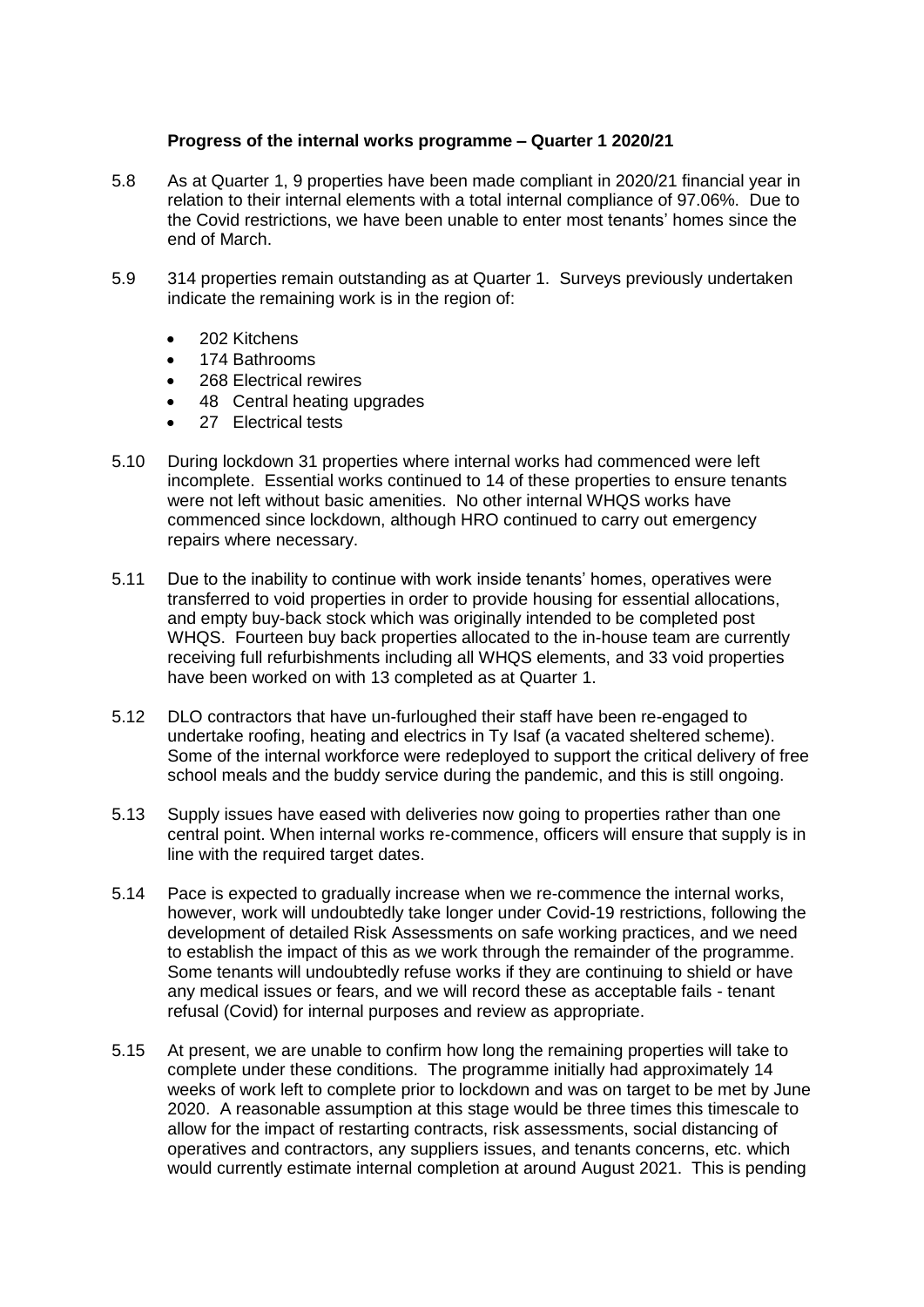**Progress of the internal works programme – Quarter 1 2020/21**

5.8 As at Quarter 1, 9 properties have been made compliant in 2020/21 financial year in relation to their internal elements with a total internal compliance of 97.06%. Due to the Covid restrictions, we have been unable to enter most tenants' homes since the end of March.

5.9 314 properties remain outstanding as at Quarter 1. Surveys previously undertaken indicate the remaining work is in the region of:

- 202 Kitchens
- 174 Bathrooms
- 268 Electrical rewires
- 48 Central heating upgrades
- 27 Electrical tests

5.10 During lockdown 31 properties where internal works had commenced were left incomplete. Essential works continued to 14 of these properties to ensure tenants were not left without basic amenities. No other internal WHQS works have commenced since lockdown, although HRO continued to carry out emergency repairs where necessary.

5.11 Due to the inability to continue with work inside tenants' homes, operatives were transferred to void properties in order to provide housing for essential allocations, and empty buy-back stock which was originally intended to be completed post WHQS. Fourteen buy back properties allocated to the in-house team are currently receiving full refurbishments including all WHQS elements, and 33 void properties have been worked on with 13 completed as at Quarter 1.

5.12 DLO contractors that have un-furloughed their staff have been re-engaged to undertake roofing, heating and electrics in Ty Isaf (a vacated sheltered scheme). Some of the internal workforce were redeployed to support the critical delivery of free school meals and the buddy service during the pandemic, and this is still ongoing.

5.13 Supply issues have eased with deliveries now going to properties rather than one central point. When internal works re-commence, officers will ensure that supply is in line with the required target dates.

5.14 Pace is expected to gradually increase when we re-commence the internal works, however, work will undoubtedly take longer under Covid-19 restrictions, following the development of detailed Risk Assessments on safe working practices, and we need to establish the impact of this as we work through the remainder of the programme. Some tenants will undoubtedly refuse works if they are continuing to shield or have any medical issues or fears, and we will record these as acceptable fails - tenant refusal (Covid) for internal purposes and review as appropriate.

5.15 At present, we are unable to confirm how long the remaining properties will take to complete under these conditions. The programme initially had approximately 14 weeks of work left to complete prior to lockdown and was on target to be met by June 2020. A reasonable assumption at this stage would be three times this timescale to allow for the impact of restarting contracts, risk assessments, social distancing of operatives and contractors, any suppliers issues, and tenants concerns, etc. which would currently estimate internal completion at around August 2021. This is pending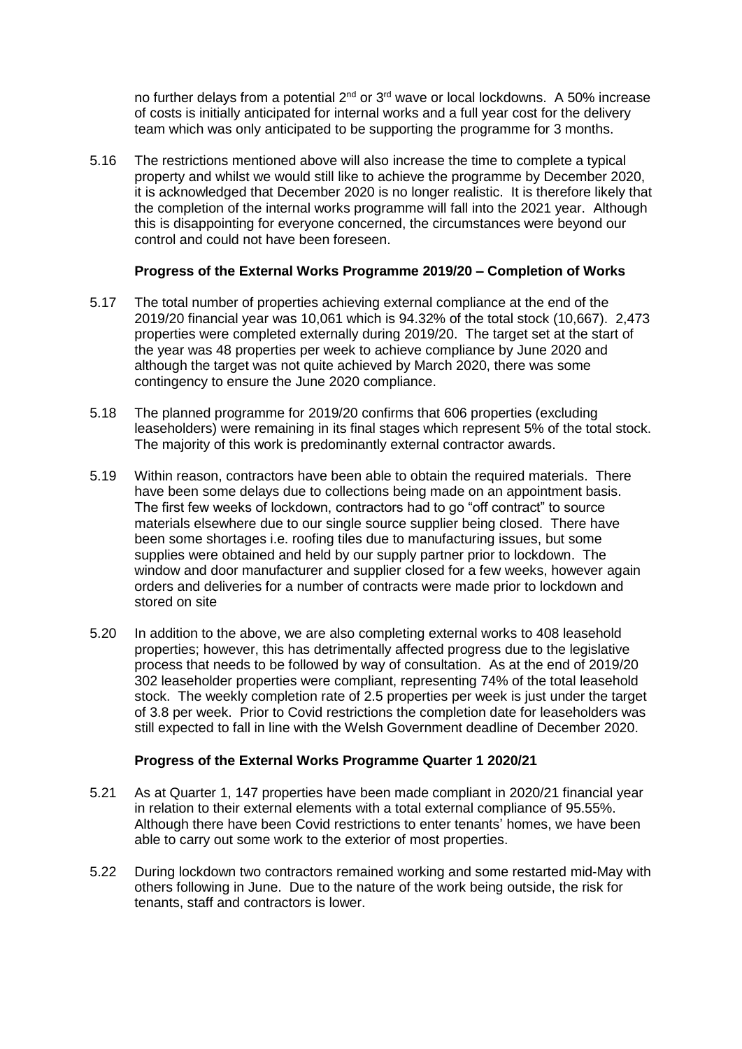no further delays from a potential 2nd or 3rd wave or local lockdowns. A 50% increase of costs is initially anticipated for internal works and a full year cost for the delivery team which was only anticipated to be supporting the programme for 3 months.

5.16 The restrictions mentioned above will also increase the time to complete a typical property and whilst we would still like to achieve the programme by December 2020, it is acknowledged that December 2020 is no longer realistic. It is therefore likely that the completion of the internal works programme will fall into the 2021 year. Although this is disappointing for everyone concerned, the circumstances were beyond our control and could not have been foreseen.

**Progress of the External Works Programme 2019/20 – Completion of Works**

5.17 The total number of properties achieving external compliance at the end of the 2019/20 financial year was 10,061 which is 94.32% of the total stock (10,667). 2,473 properties were completed externally during 2019/20. The target set at the start of the year was 48 properties per week to achieve compliance by June 2020 and although the target was not quite achieved by March 2020, there was some contingency to ensure the June 2020 compliance.

5.18 The planned programme for 2019/20 confirms that 606 properties (excluding leaseholders) were remaining in its final stages which represent 5% of the total stock. The majority of this work is predominantly external contractor awards.

5.19 Within reason, contractors have been able to obtain the required materials. There have been some delays due to collections being made on an appointment basis. The first few weeks of lockdown, contractors had to go "off contract" to source materials elsewhere due to our single source supplier being closed. There have been some shortages i.e. roofing tiles due to manufacturing issues, but some supplies were obtained and held by our supply partner prior to lockdown. The window and door manufacturer and supplier closed for a few weeks, however again orders and deliveries for a number of contracts were made prior to lockdown and stored on site

5.20 In addition to the above, we are also completing external works to 408 leasehold properties; however, this has detrimentally affected progress due to the legislative process that needs to be followed by way of consultation. As at the end of 2019/20 302 leaseholder properties were compliant, representing 74% of the total leasehold stock. The weekly completion rate of 2.5 properties per week is just under the target of 3.8 per week. Prior to Covid restrictions the completion date for leaseholders was still expected to fall in line with the Welsh Government deadline of December 2020.

**Progress of the External Works Programme Quarter 1 2020/21**

5.21 As at Quarter 1, 147 properties have been made compliant in 2020/21 financial year in relation to their external elements with a total external compliance of 95.55%. Although there have been Covid restrictions to enter tenants' homes, we have been able to carry out some work to the exterior of most properties.

5.22 During lockdown two contractors remained working and some restarted mid-May with others following in June. Due to the nature of the work being outside, the risk for tenants, staff and contractors is lower.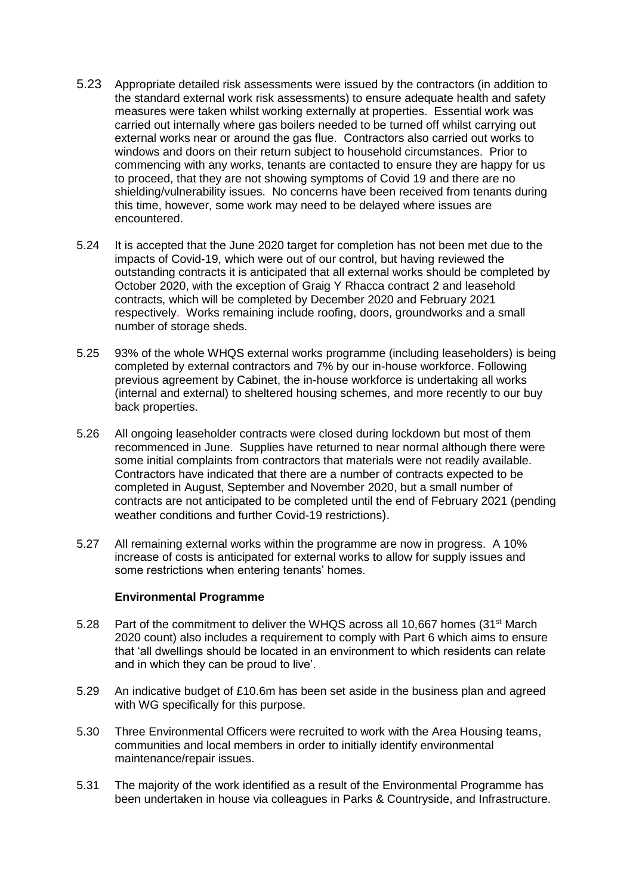5.23 Appropriate detailed risk assessments were issued by the contractors (in addition to the standard external work risk assessments) to ensure adequate health and safety measures were taken whilst working externally at properties. Essential work was carried out internally where gas boilers needed to be turned off whilst carrying out external works near or around the gas flue. Contractors also carried out works to windows and doors on their return subject to household circumstances. Prior to commencing with any works, tenants are contacted to ensure they are happy for us to proceed, that they are not showing symptoms of Covid 19 and there are no shielding/vulnerability issues. No concerns have been received from tenants during this time, however, some work may need to be delayed where issues are encountered.

5.24 It is accepted that the June 2020 target for completion has not been met due to the impacts of Covid-19, which were out of our control, but having reviewed the outstanding contracts it is anticipated that all external works should be completed by October 2020, with the exception of Graig Y Rhacca contract 2 and leasehold contracts, which will be completed by December 2020 and February 2021 respectively. Works remaining include roofing, doors, groundworks and a small number of storage sheds.

5.25 93% of the whole WHQS external works programme (including leaseholders) is being completed by external contractors and 7% by our in-house workforce. Following previous agreement by Cabinet, the in-house workforce is undertaking all works (internal and external) to sheltered housing schemes, and more recently to our buy back properties.

5.26 All ongoing leaseholder contracts were closed during lockdown but most of them recommenced in June. Supplies have returned to near normal although there were some initial complaints from contractors that materials were not readily available. Contractors have indicated that there are a number of contracts expected to be completed in August, September and November 2020, but a small number of contracts are not anticipated to be completed until the end of February 2021 (pending weather conditions and further Covid-19 restrictions).

5.27 All remaining external works within the programme are now in progress. A 10% increase of costs is anticipated for external works to allow for supply issues and some restrictions when entering tenants' homes.

**Environmental Programme**

5.28 Part of the commitment to deliver the WHQS across all 10,667 homes (31st March 2020 count) also includes a requirement to comply with Part 6 which aims to ensure that 'all dwellings should be located in an environment to which residents can relate and in which they can be proud to live'.

5.29 An indicative budget of £10.6m has been set aside in the business plan and agreed with WG specifically for this purpose.

5.30 Three Environmental Officers were recruited to work with the Area Housing teams, communities and local members in order to initially identify environmental maintenance/repair issues.

5.31 The majority of the work identified as a result of the Environmental Programme has been undertaken in house via colleagues in Parks & Countryside, and Infrastructure.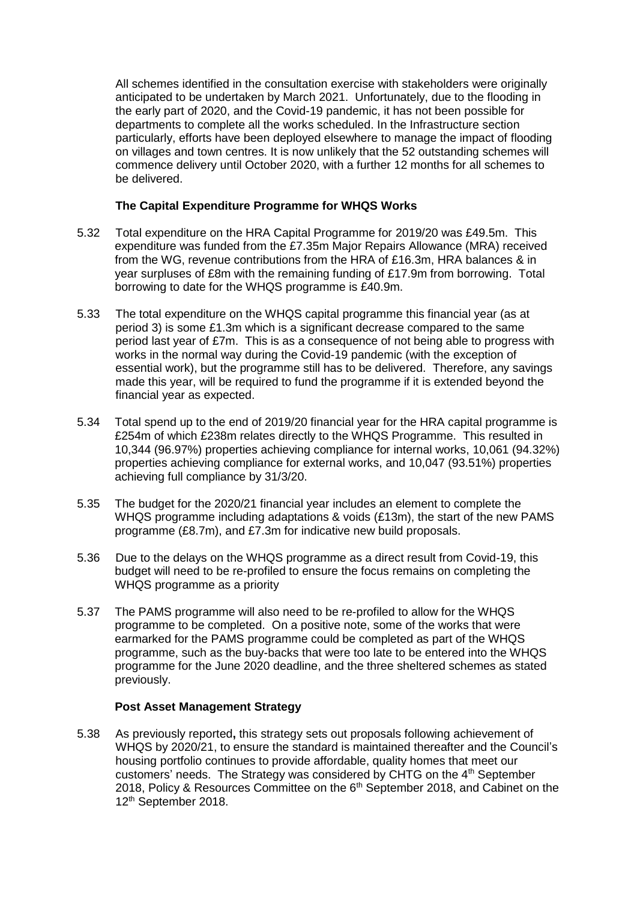All schemes identified in the consultation exercise with stakeholders were originally anticipated to be undertaken by March 2021. Unfortunately, due to the flooding in the early part of 2020, and the Covid-19 pandemic, it has not been possible for departments to complete all the works scheduled. In the Infrastructure section particularly, efforts have been deployed elsewhere to manage the impact of flooding on villages and town centres. It is now unlikely that the 52 outstanding schemes will commence delivery until October 2020, with a further 12 months for all schemes to be delivered.

### The Capital Expenditure Programme for WHQS Works

5.32 Total expenditure on the HRA Capital Programme for 2019/20 was £49.5m. This expenditure was funded from the £7.35m Major Repairs Allowance (MRA) received from the WG, revenue contributions from the HRA of £16.3m, HRA balances & in year surpluses of £8m with the remaining funding of £17.9m from borrowing. Total borrowing to date for the WHQS programme is £40.9m.

5.33 The total expenditure on the WHQS capital programme this financial year (as at period 3) is some £1.3m which is a significant decrease compared to the same period last year of £7m. This is as a consequence of not being able to progress with works in the normal way during the Covid-19 pandemic (with the exception of essential work), but the programme still has to be delivered. Therefore, any savings made this year, will be required to fund the programme if it is extended beyond the financial year as expected.

5.34 Total spend up to the end of 2019/20 financial year for the HRA capital programme is £254m of which £238m relates directly to the WHQS Programme. This resulted in 10,344 (96.97%) properties achieving compliance for internal works, 10,061 (94.32%) properties achieving compliance for external works, and 10,047 (93.51%) properties achieving full compliance by 31/3/20.

5.35 The budget for the 2020/21 financial year includes an element to complete the WHQS programme including adaptations & voids (£13m), the start of the new PAMS programme (£8.7m), and £7.3m for indicative new build proposals.

5.36 Due to the delays on the WHQS programme as a direct result from Covid-19, this budget will need to be re-profiled to ensure the focus remains on completing the WHQS programme as a priority

5.37 The PAMS programme will also need to be re-profiled to allow for the WHQS programme to be completed. On a positive note, some of the works that were earmarked for the PAMS programme could be completed as part of the WHQS programme, such as the buy-backs that were too late to be entered into the WHQS programme for the June 2020 deadline, and the three sheltered schemes as stated previously.

### Post Asset Management Strategy

5.38 As previously reported**,** this strategy sets out proposals following achievement of WHQS by 2020/21, to ensure the standard is maintained thereafter and the Council's housing portfolio continues to provide affordable, quality homes that meet our customers' needs. The Strategy was considered by CHTG on the 4th September 2018, Policy & Resources Committee on the 6th September 2018, and Cabinet on the 12th September 2018.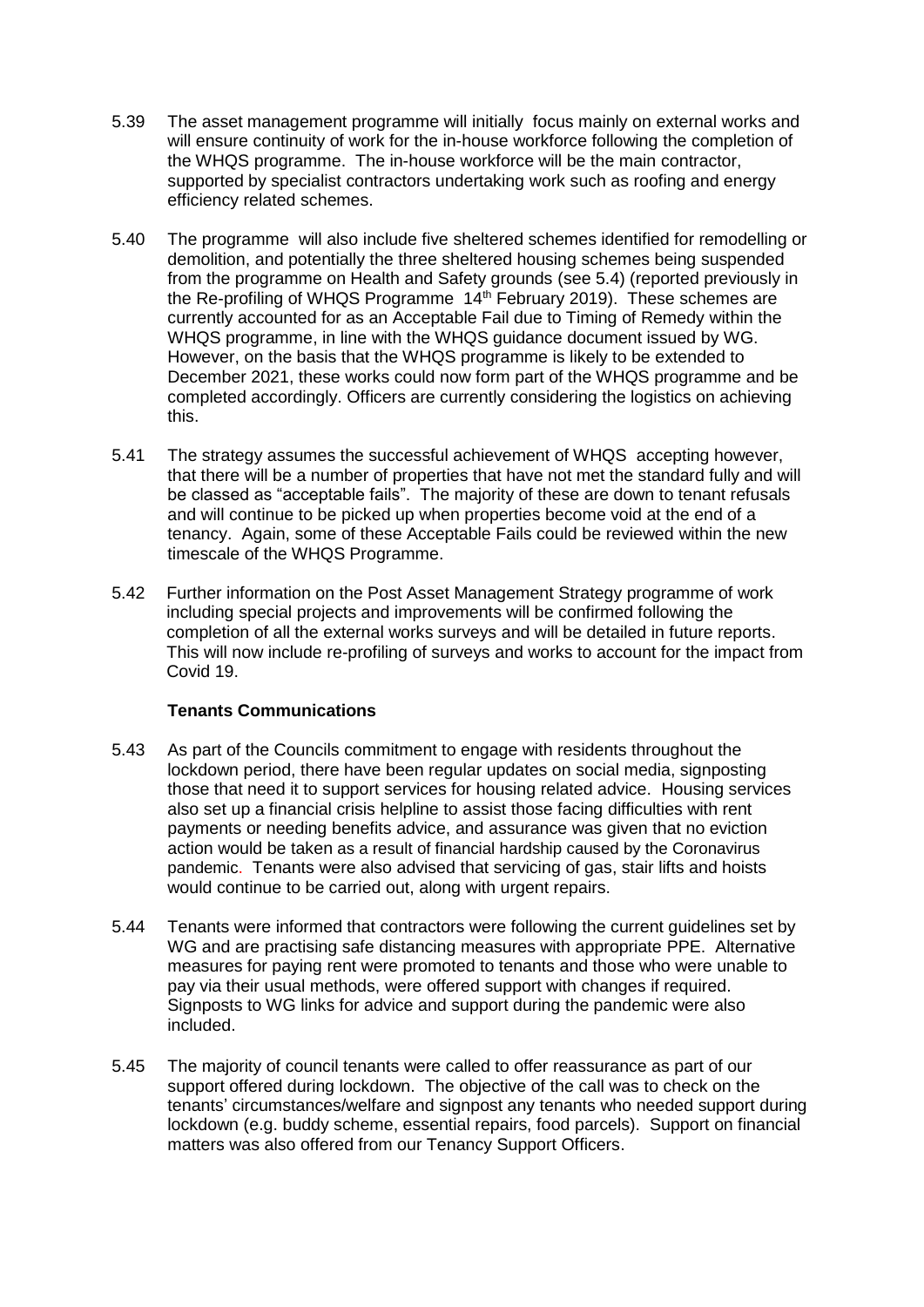5.39 The asset management programme will initially focus mainly on external works and will ensure continuity of work for the in-house workforce following the completion of the WHQS programme. The in-house workforce will be the main contractor, supported by specialist contractors undertaking work such as roofing and energy efficiency related schemes.

5.40 The programme will also include five sheltered schemes identified for remodelling or demolition, and potentially the three sheltered housing schemes being suspended from the programme on Health and Safety grounds (see 5.4) (reported previously in the Re-profiling of WHQS Programme 14th February 2019). These schemes are currently accounted for as an Acceptable Fail due to Timing of Remedy within the WHQS programme, in line with the WHQS guidance document issued by WG. However, on the basis that the WHQS programme is likely to be extended to December 2021, these works could now form part of the WHQS programme and be completed accordingly. Officers are currently considering the logistics on achieving this.

5.41 The strategy assumes the successful achievement of WHQS accepting however, that there will be a number of properties that have not met the standard fully and will be classed as "acceptable fails". The majority of these are down to tenant refusals and will continue to be picked up when properties become void at the end of a tenancy. Again, some of these Acceptable Fails could be reviewed within the new timescale of the WHQS Programme.

5.42 Further information on the Post Asset Management Strategy programme of work including special projects and improvements will be confirmed following the completion of all the external works surveys and will be detailed in future reports. This will now include re-profiling of surveys and works to account for the impact from Covid 19.

**Tenants Communications**

5.43 As part of the Councils commitment to engage with residents throughout the lockdown period, there have been regular updates on social media, signposting those that need it to support services for housing related advice. Housing services also set up a financial crisis helpline to assist those facing difficulties with rent payments or needing benefits advice, and assurance was given that no eviction action would be taken as a result of financial hardship caused by the Coronavirus pandemic. Tenants were also advised that servicing of gas, stair lifts and hoists would continue to be carried out, along with urgent repairs.

5.44 Tenants were informed that contractors were following the current guidelines set by WG and are practising safe distancing measures with appropriate PPE. Alternative measures for paying rent were promoted to tenants and those who were unable to pay via their usual methods, were offered support with changes if required. Signposts to WG links for advice and support during the pandemic were also included.

5.45 The majority of council tenants were called to offer reassurance as part of our support offered during lockdown. The objective of the call was to check on the tenants' circumstances/welfare and signpost any tenants who needed support during lockdown (e.g. buddy scheme, essential repairs, food parcels). Support on financial matters was also offered from our Tenancy Support Officers.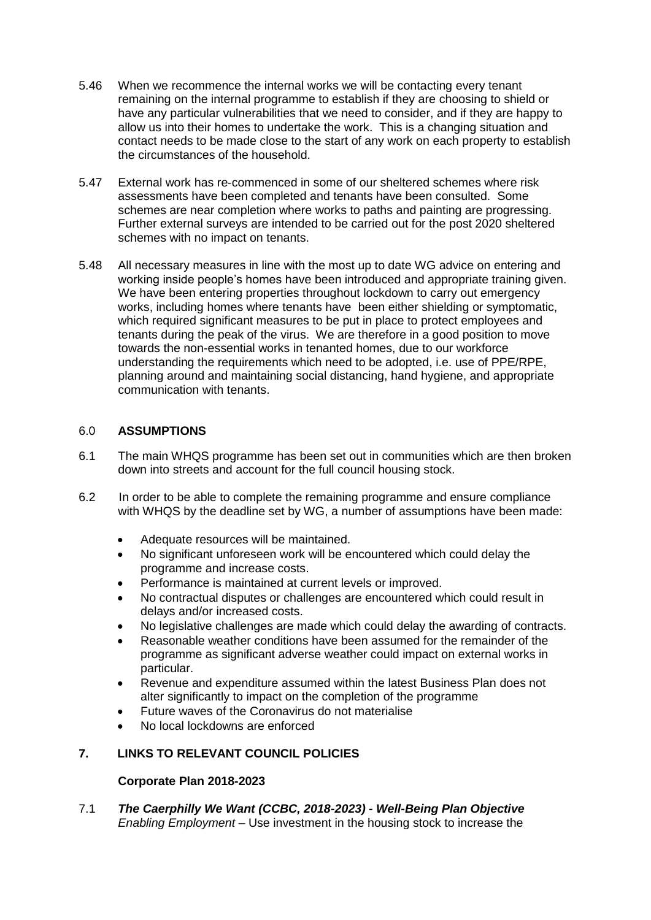5.46 When we recommence the internal works we will be contacting every tenant remaining on the internal programme to establish if they are choosing to shield or have any particular vulnerabilities that we need to consider, and if they are happy to allow us into their homes to undertake the work. This is a changing situation and contact needs to be made close to the start of any work on each property to establish the circumstances of the household.

5.47 External work has re-commenced in some of our sheltered schemes where risk assessments have been completed and tenants have been consulted. Some schemes are near completion where works to paths and painting are progressing. Further external surveys are intended to be carried out for the post 2020 sheltered schemes with no impact on tenants.

5.48 All necessary measures in line with the most up to date WG advice on entering and working inside people's homes have been introduced and appropriate training given. We have been entering properties throughout lockdown to carry out emergency works, including homes where tenants have been either shielding or symptomatic, which required significant measures to be put in place to protect employees and tenants during the peak of the virus. We are therefore in a good position to move towards the non-essential works in tenanted homes, due to our workforce understanding the requirements which need to be adopted, i.e. use of PPE/RPE, planning around and maintaining social distancing, hand hygiene, and appropriate communication with tenants.

## 6.0 ASSUMPTIONS

6.1 The main WHQS programme has been set out in communities which are then broken down into streets and account for the full council housing stock.

6.2 In order to be able to complete the remaining programme and ensure compliance with WHQS by the deadline set by WG, a number of assumptions have been made:

- Adequate resources will be maintained.
- No significant unforeseen work will be encountered which could delay the programme and increase costs.
- Performance is maintained at current levels or improved.
- No contractual disputes or challenges are encountered which could result in delays and/or increased costs.
- No legislative challenges are made which could delay the awarding of contracts.
- Reasonable weather conditions have been assumed for the remainder of the programme as significant adverse weather could impact on external works in particular.
- Revenue and expenditure assumed within the latest Business Plan does not alter significantly to impact on the completion of the programme
- Future waves of the Coronavirus do not materialise
- No local lockdowns are enforced

## 7. LINKS TO RELEVANT COUNCIL POLICIES

### Corporate Plan 2018-2023

7.1 ***The Caerphilly We Want (CCBC, 2018-2023) - Well-Being Plan Objective***
*Enabling Employment* – Use investment in the housing stock to increase the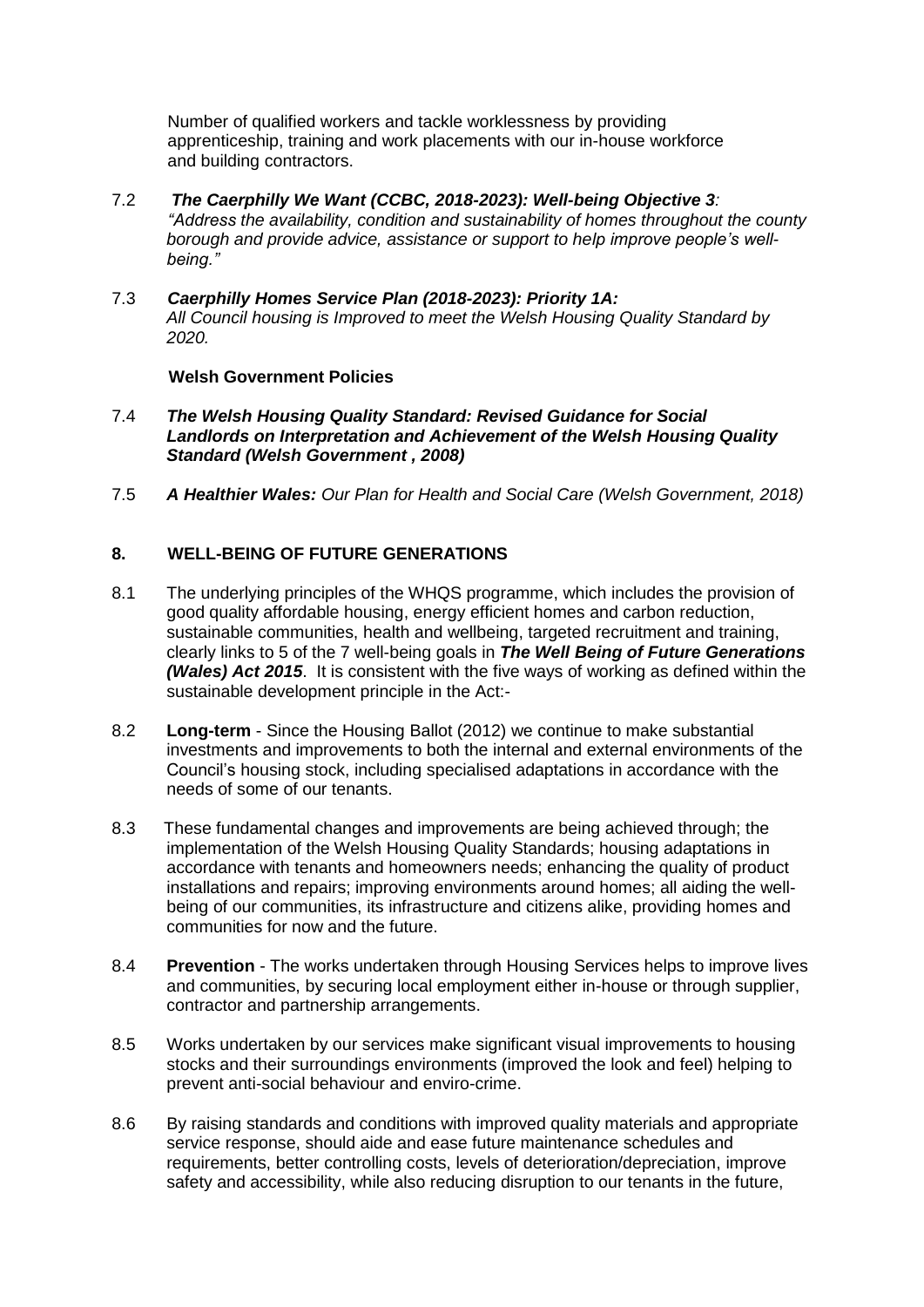Number of qualified workers and tackle worklessness by providing apprenticeship, training and work placements with our in-house workforce and building contractors.

7.2 ***The Caerphilly We Want (CCBC, 2018-2023): Well-being Objective 3**: "Address the availability, condition and sustainability of homes throughout the county borough and provide advice, assistance or support to help improve people's well-being."*

7.3 ***Caerphilly Homes Service Plan (2018-2023): Priority 1A:** All Council housing is Improved to meet the Welsh Housing Quality Standard by 2020.*

**Welsh Government Policies**

7.4 ***The Welsh Housing Quality Standard: Revised Guidance for Social Landlords on Interpretation and Achievement of the Welsh Housing Quality Standard (Welsh Government , 2008)***

7.5 ***A Healthier Wales:** Our Plan for Health and Social Care (Welsh Government, 2018)*

## 8. WELL-BEING OF FUTURE GENERATIONS

8.1 The underlying principles of the WHQS programme, which includes the provision of good quality affordable housing, energy efficient homes and carbon reduction, sustainable communities, health and wellbeing, targeted recruitment and training, clearly links to 5 of the 7 well-being goals in ***The Well Being of Future Generations (Wales) Act 2015***. It is consistent with the five ways of working as defined within the sustainable development principle in the Act:-

8.2 **Long-term** - Since the Housing Ballot (2012) we continue to make substantial investments and improvements to both the internal and external environments of the Council's housing stock, including specialised adaptations in accordance with the needs of some of our tenants.

8.3 These fundamental changes and improvements are being achieved through; the implementation of the Welsh Housing Quality Standards; housing adaptations in accordance with tenants and homeowners needs; enhancing the quality of product installations and repairs; improving environments around homes; all aiding the well-being of our communities, its infrastructure and citizens alike, providing homes and communities for now and the future.

8.4 **Prevention** - The works undertaken through Housing Services helps to improve lives and communities, by securing local employment either in-house or through supplier, contractor and partnership arrangements.

8.5 Works undertaken by our services make significant visual improvements to housing stocks and their surroundings environments (improved the look and feel) helping to prevent anti-social behaviour and enviro-crime.

8.6 By raising standards and conditions with improved quality materials and appropriate service response, should aide and ease future maintenance schedules and requirements, better controlling costs, levels of deterioration/depreciation, improve safety and accessibility, while also reducing disruption to our tenants in the future,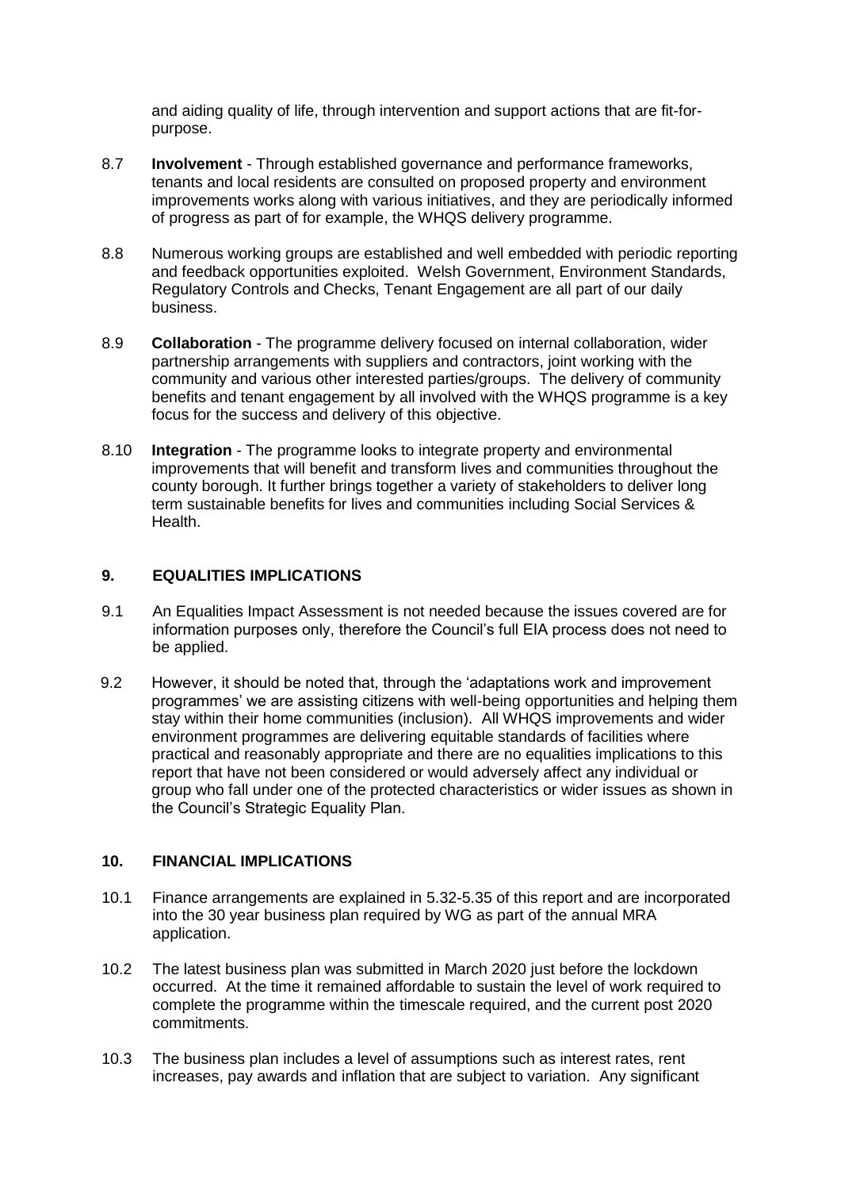and aiding quality of life, through intervention and support actions that are fit-for-purpose.

8.7 **Involvement** - Through established governance and performance frameworks, tenants and local residents are consulted on proposed property and environment improvements works along with various initiatives, and they are periodically informed of progress as part of for example, the WHQS delivery programme.

8.8 Numerous working groups are established and well embedded with periodic reporting and feedback opportunities exploited. Welsh Government, Environment Standards, Regulatory Controls and Checks, Tenant Engagement are all part of our daily business.

8.9 **Collaboration** - The programme delivery focused on internal collaboration, wider partnership arrangements with suppliers and contractors, joint working with the community and various other interested parties/groups. The delivery of community benefits and tenant engagement by all involved with the WHQS programme is a key focus for the success and delivery of this objective.

8.10 **Integration** - The programme looks to integrate property and environmental improvements that will benefit and transform lives and communities throughout the county borough. It further brings together a variety of stakeholders to deliver long term sustainable benefits for lives and communities including Social Services & Health.

## 9. EQUALITIES IMPLICATIONS

9.1 An Equalities Impact Assessment is not needed because the issues covered are for information purposes only, therefore the Council's full EIA process does not need to be applied.

9.2 However, it should be noted that, through the 'adaptations work and improvement programmes' we are assisting citizens with well-being opportunities and helping them stay within their home communities (inclusion). All WHQS improvements and wider environment programmes are delivering equitable standards of facilities where practical and reasonably appropriate and there are no equalities implications to this report that have not been considered or would adversely affect any individual or group who fall under one of the protected characteristics or wider issues as shown in the Council's Strategic Equality Plan.

## 10. FINANCIAL IMPLICATIONS

10.1 Finance arrangements are explained in 5.32-5.35 of this report and are incorporated into the 30 year business plan required by WG as part of the annual MRA application.

10.2 The latest business plan was submitted in March 2020 just before the lockdown occurred. At the time it remained affordable to sustain the level of work required to complete the programme within the timescale required, and the current post 2020 commitments.

10.3 The business plan includes a level of assumptions such as interest rates, rent increases, pay awards and inflation that are subject to variation. Any significant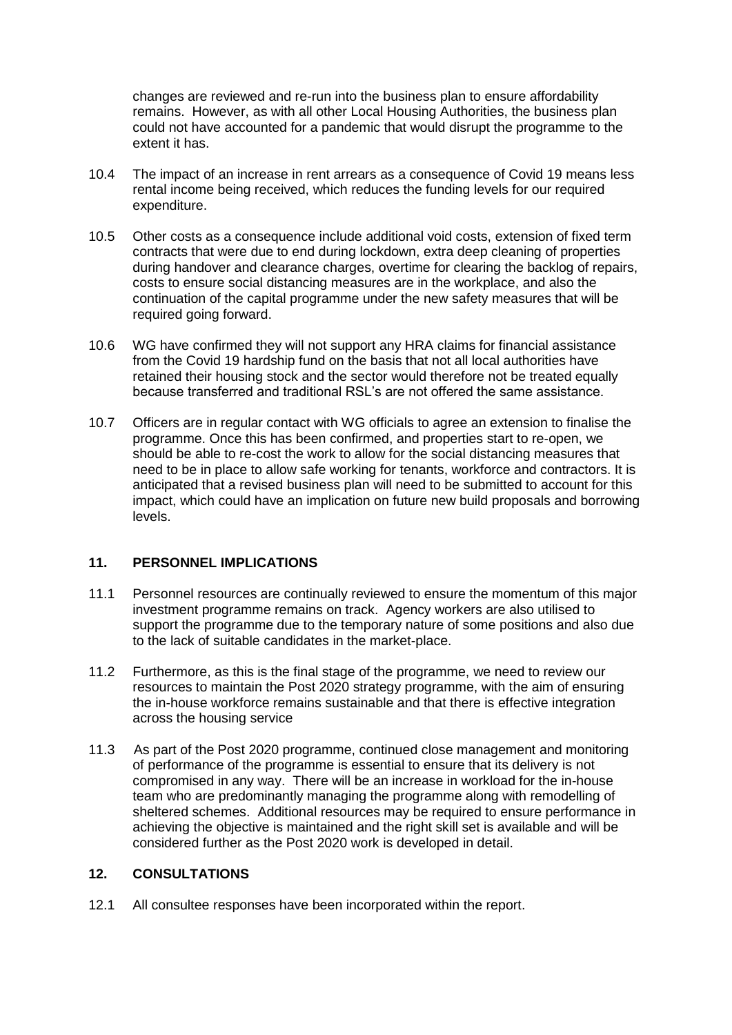changes are reviewed and re-run into the business plan to ensure affordability remains. However, as with all other Local Housing Authorities, the business plan could not have accounted for a pandemic that would disrupt the programme to the extent it has.

10.4 The impact of an increase in rent arrears as a consequence of Covid 19 means less rental income being received, which reduces the funding levels for our required expenditure.

10.5 Other costs as a consequence include additional void costs, extension of fixed term contracts that were due to end during lockdown, extra deep cleaning of properties during handover and clearance charges, overtime for clearing the backlog of repairs, costs to ensure social distancing measures are in the workplace, and also the continuation of the capital programme under the new safety measures that will be required going forward.

10.6 WG have confirmed they will not support any HRA claims for financial assistance from the Covid 19 hardship fund on the basis that not all local authorities have retained their housing stock and the sector would therefore not be treated equally because transferred and traditional RSL's are not offered the same assistance.

10.7 Officers are in regular contact with WG officials to agree an extension to finalise the programme. Once this has been confirmed, and properties start to re-open, we should be able to re-cost the work to allow for the social distancing measures that need to be in place to allow safe working for tenants, workforce and contractors. It is anticipated that a revised business plan will need to be submitted to account for this impact, which could have an implication on future new build proposals and borrowing levels.

## 11. PERSONNEL IMPLICATIONS

11.1 Personnel resources are continually reviewed to ensure the momentum of this major investment programme remains on track. Agency workers are also utilised to support the programme due to the temporary nature of some positions and also due to the lack of suitable candidates in the market-place.

11.2 Furthermore, as this is the final stage of the programme, we need to review our resources to maintain the Post 2020 strategy programme, with the aim of ensuring the in-house workforce remains sustainable and that there is effective integration across the housing service

11.3 As part of the Post 2020 programme, continued close management and monitoring of performance of the programme is essential to ensure that its delivery is not compromised in any way. There will be an increase in workload for the in-house team who are predominantly managing the programme along with remodelling of sheltered schemes. Additional resources may be required to ensure performance in achieving the objective is maintained and the right skill set is available and will be considered further as the Post 2020 work is developed in detail.

## 12. CONSULTATIONS

12.1 All consultee responses have been incorporated within the report.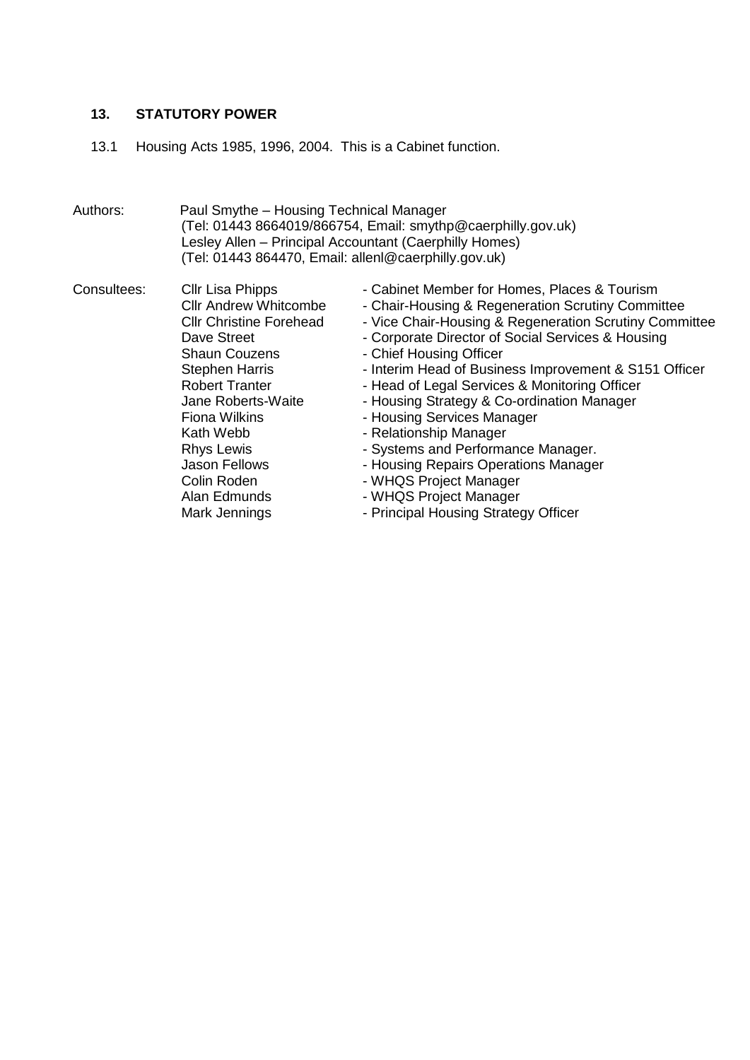## 13. STATUTORY POWER

13.1 Housing Acts 1985, 1996, 2004. This is a Cabinet function.

Authors: Paul Smythe – Housing Technical Manager
(Tel: 01443 8664019/866754, Email: smythp@caerphilly.gov.uk)
Lesley Allen – Principal Accountant (Caerphilly Homes)
(Tel: 01443 864470, Email: allenl@caerphilly.gov.uk)

Consultees:

| | |
|---|---|
| Cllr Lisa Phipps | - Cabinet Member for Homes, Places & Tourism |
| Cllr Andrew Whitcombe | - Chair-Housing & Regeneration Scrutiny Committee |
| Cllr Christine Forehead | - Vice Chair-Housing & Regeneration Scrutiny Committee |
| Dave Street | - Corporate Director of Social Services & Housing |
| Shaun Couzens | - Chief Housing Officer |
| Stephen Harris | - Interim Head of Business Improvement & S151 Officer |
| Robert Tranter | - Head of Legal Services & Monitoring Officer |
| Jane Roberts-Waite | - Housing Strategy & Co-ordination Manager |
| Fiona Wilkins | - Housing Services Manager |
| Kath Webb | - Relationship Manager |
| Rhys Lewis | - Systems and Performance Manager. |
| Jason Fellows | - Housing Repairs Operations Manager |
| Colin Roden | - WHQS Project Manager |
| Alan Edmunds | - WHQS Project Manager |
| Mark Jennings | - Principal Housing Strategy Officer |